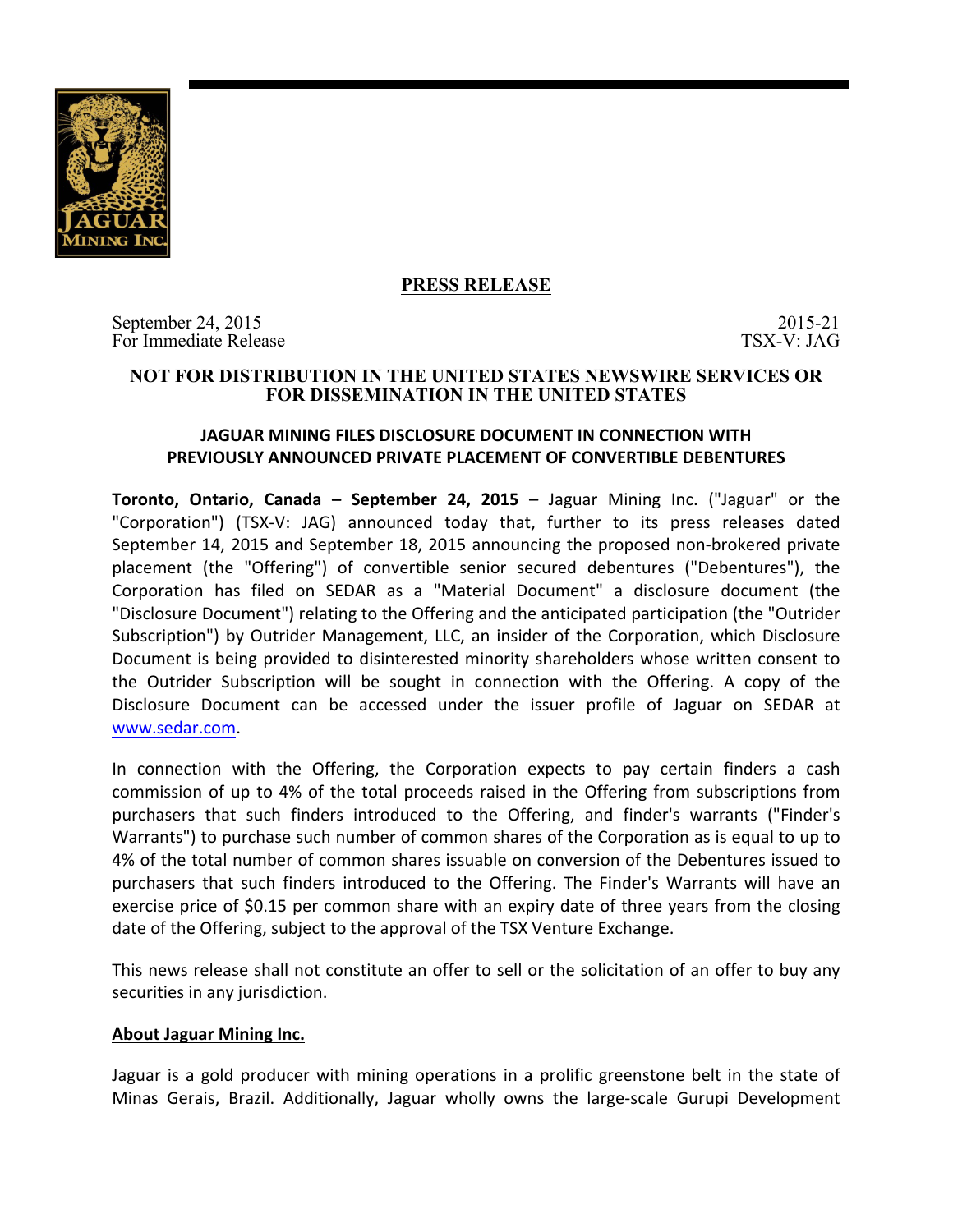**PRESS RELEASE**

September 24, 2015
For Immediate Release

2015-21
TSX-V: JAG

**NOT FOR DISTRIBUTION IN THE UNITED STATES NEWSWIRE SERVICES OR FOR DISSEMINATION IN THE UNITED STATES**

## JAGUAR MINING FILES DISCLOSURE DOCUMENT IN CONNECTION WITH PREVIOUSLY ANNOUNCED PRIVATE PLACEMENT OF CONVERTIBLE DEBENTURES

**Toronto, Ontario, Canada – September 24, 2015** – Jaguar Mining Inc. ("Jaguar" or the "Corporation") (TSX-V: JAG) announced today that, further to its press releases dated September 14, 2015 and September 18, 2015 announcing the proposed non-brokered private placement (the "Offering") of convertible senior secured debentures ("Debentures"), the Corporation has filed on SEDAR as a "Material Document" a disclosure document (the "Disclosure Document") relating to the Offering and the anticipated participation (the "Outrider Subscription") by Outrider Management, LLC, an insider of the Corporation, which Disclosure Document is being provided to disinterested minority shareholders whose written consent to the Outrider Subscription will be sought in connection with the Offering. A copy of the Disclosure Document can be accessed under the issuer profile of Jaguar on SEDAR at www.sedar.com.

In connection with the Offering, the Corporation expects to pay certain finders a cash commission of up to 4% of the total proceeds raised in the Offering from subscriptions from purchasers that such finders introduced to the Offering, and finder's warrants ("Finder's Warrants") to purchase such number of common shares of the Corporation as is equal to up to 4% of the total number of common shares issuable on conversion of the Debentures issued to purchasers that such finders introduced to the Offering. The Finder's Warrants will have an exercise price of $0.15 per common share with an expiry date of three years from the closing date of the Offering, subject to the approval of the TSX Venture Exchange.

This news release shall not constitute an offer to sell or the solicitation of an offer to buy any securities in any jurisdiction.

**About Jaguar Mining Inc.**

Jaguar is a gold producer with mining operations in a prolific greenstone belt in the state of Minas Gerais, Brazil. Additionally, Jaguar wholly owns the large-scale Gurupi Development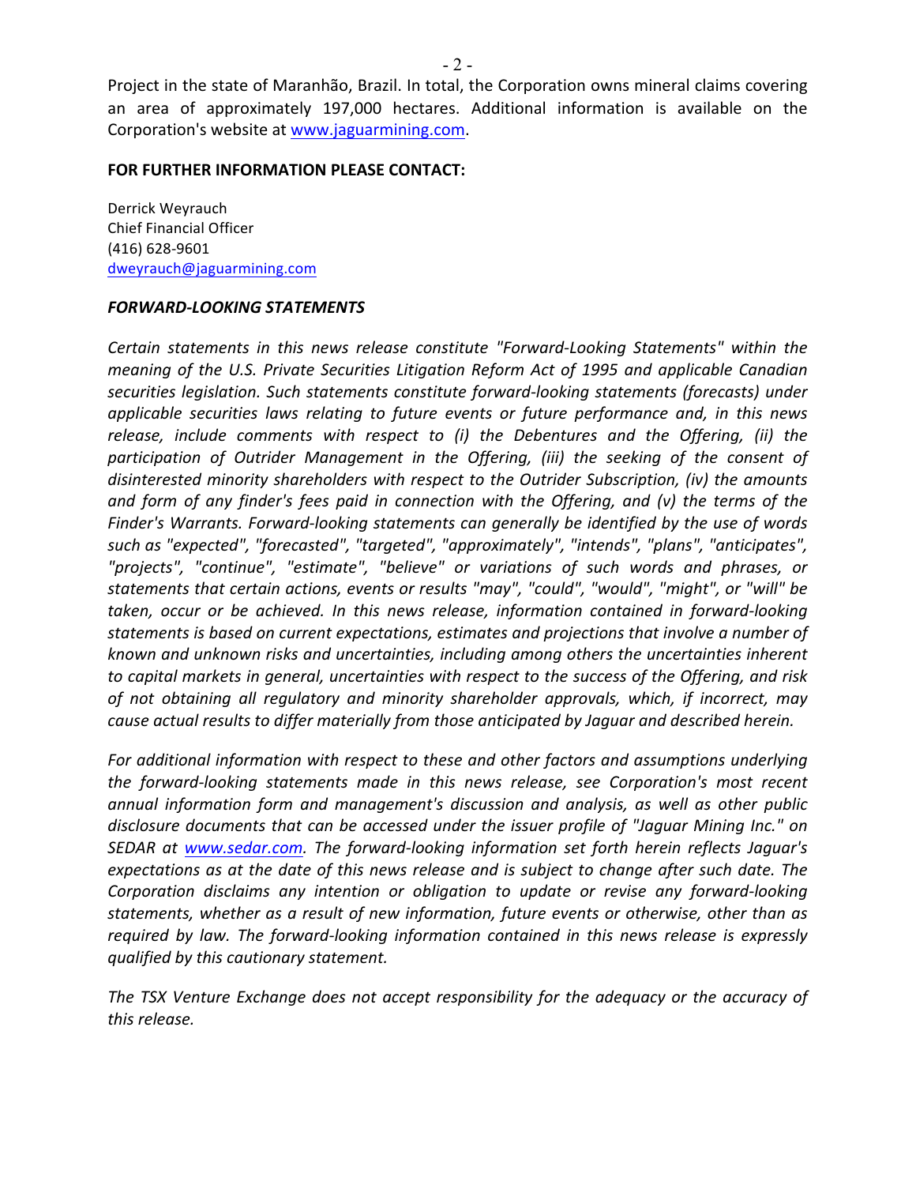Project in the state of Maranhão, Brazil. In total, the Corporation owns mineral claims covering an area of approximately 197,000 hectares. Additional information is available on the Corporation's website at www.jaguarmining.com.

**FOR FURTHER INFORMATION PLEASE CONTACT:**

Derrick Weyrauch
Chief Financial Officer
(416) 628-9601
dweyrauch@jaguarmining.com

***FORWARD-LOOKING STATEMENTS***

*Certain statements in this news release constitute "Forward-Looking Statements" within the meaning of the U.S. Private Securities Litigation Reform Act of 1995 and applicable Canadian securities legislation. Such statements constitute forward-looking statements (forecasts) under applicable securities laws relating to future events or future performance and, in this news release, include comments with respect to (i) the Debentures and the Offering, (ii) the participation of Outrider Management in the Offering, (iii) the seeking of the consent of disinterested minority shareholders with respect to the Outrider Subscription, (iv) the amounts and form of any finder's fees paid in connection with the Offering, and (v) the terms of the Finder's Warrants. Forward-looking statements can generally be identified by the use of words such as "expected", "forecasted", "targeted", "approximately", "intends", "plans", "anticipates", "projects", "continue", "estimate", "believe" or variations of such words and phrases, or statements that certain actions, events or results "may", "could", "would", "might", or "will" be taken, occur or be achieved. In this news release, information contained in forward-looking statements is based on current expectations, estimates and projections that involve a number of known and unknown risks and uncertainties, including among others the uncertainties inherent to capital markets in general, uncertainties with respect to the success of the Offering, and risk of not obtaining all regulatory and minority shareholder approvals, which, if incorrect, may cause actual results to differ materially from those anticipated by Jaguar and described herein.*

*For additional information with respect to these and other factors and assumptions underlying the forward-looking statements made in this news release, see Corporation's most recent annual information form and management's discussion and analysis, as well as other public disclosure documents that can be accessed under the issuer profile of "Jaguar Mining Inc." on SEDAR at www.sedar.com. The forward-looking information set forth herein reflects Jaguar's expectations as at the date of this news release and is subject to change after such date. The Corporation disclaims any intention or obligation to update or revise any forward-looking statements, whether as a result of new information, future events or otherwise, other than as required by law. The forward-looking information contained in this news release is expressly qualified by this cautionary statement.*

*The TSX Venture Exchange does not accept responsibility for the adequacy or the accuracy of this release.*